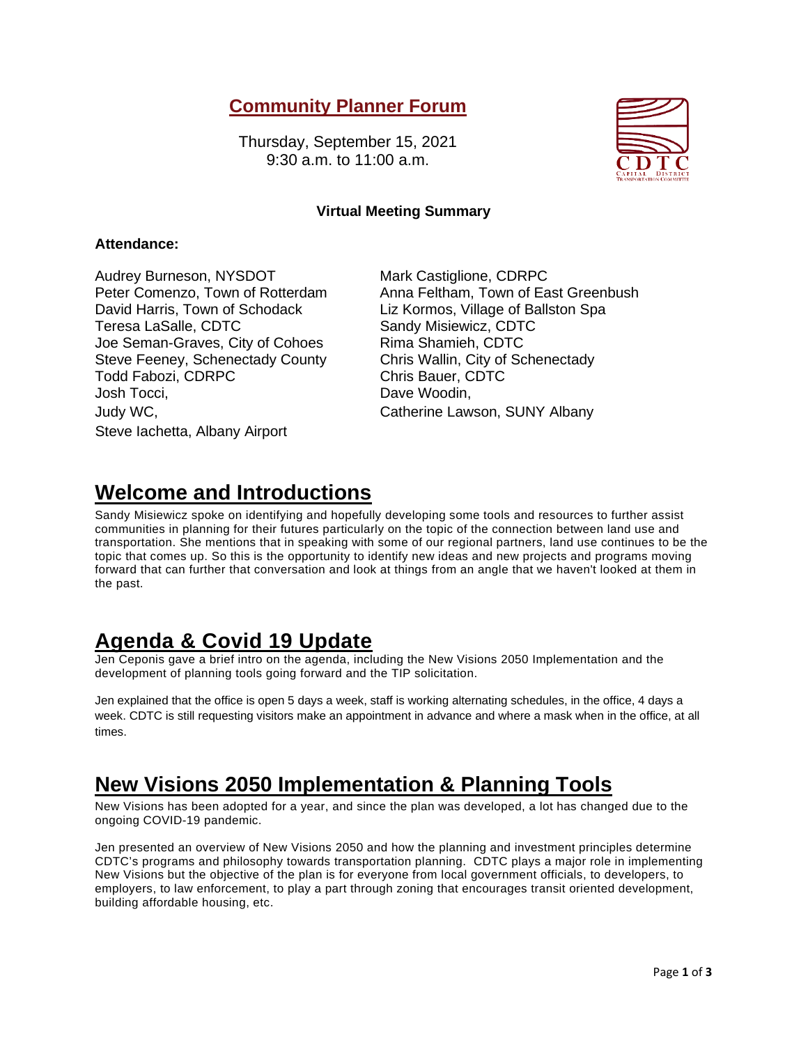# Community Planner Forum

Thursday, September 15, 2021
9:30 a.m. to 11:00 a.m.

**Virtual Meeting Summary**

**Attendance:**

Audrey Burneson, NYSDOT
Peter Comenzo, Town of Rotterdam
David Harris, Town of Schodack
Teresa LaSalle, CDTC
Joe Seman-Graves, City of Cohoes
Steve Feeney, Schenectady County
Todd Fabozi, CDRPC
Josh Tocci,
Judy WC,
Steve Iachetta, Albany Airport
Mark Castiglione, CDRPC
Anna Feltham, Town of East Greenbush
Liz Kormos, Village of Ballston Spa
Sandy Misiewicz, CDTC
Rima Shamieh, CDTC
Chris Wallin, City of Schenectady
Chris Bauer, CDTC
Dave Woodin,
Catherine Lawson, SUNY Albany

## Welcome and Introductions

Sandy Misiewicz spoke on identifying and hopefully developing some tools and resources to further assist communities in planning for their futures particularly on the topic of the connection between land use and transportation. She mentions that in speaking with some of our regional partners, land use continues to be the topic that comes up. So this is the opportunity to identify new ideas and new projects and programs moving forward that can further that conversation and look at things from an angle that we haven't looked at them in the past.

## Agenda & Covid 19 Update

Jen Ceponis gave a brief intro on the agenda, including the New Visions 2050 Implementation and the development of planning tools going forward and the TIP solicitation.

Jen explained that the office is open 5 days a week, staff is working alternating schedules, in the office, 4 days a week. CDTC is still requesting visitors make an appointment in advance and where a mask when in the office, at all times.

## New Visions 2050 Implementation & Planning Tools

New Visions has been adopted for a year, and since the plan was developed, a lot has changed due to the ongoing COVID-19 pandemic.

Jen presented an overview of New Visions 2050 and how the planning and investment principles determine CDTC's programs and philosophy towards transportation planning. CDTC plays a major role in implementing New Visions but the objective of the plan is for everyone from local government officials, to developers, to employers, to law enforcement, to play a part through zoning that encourages transit oriented development, building affordable housing, etc.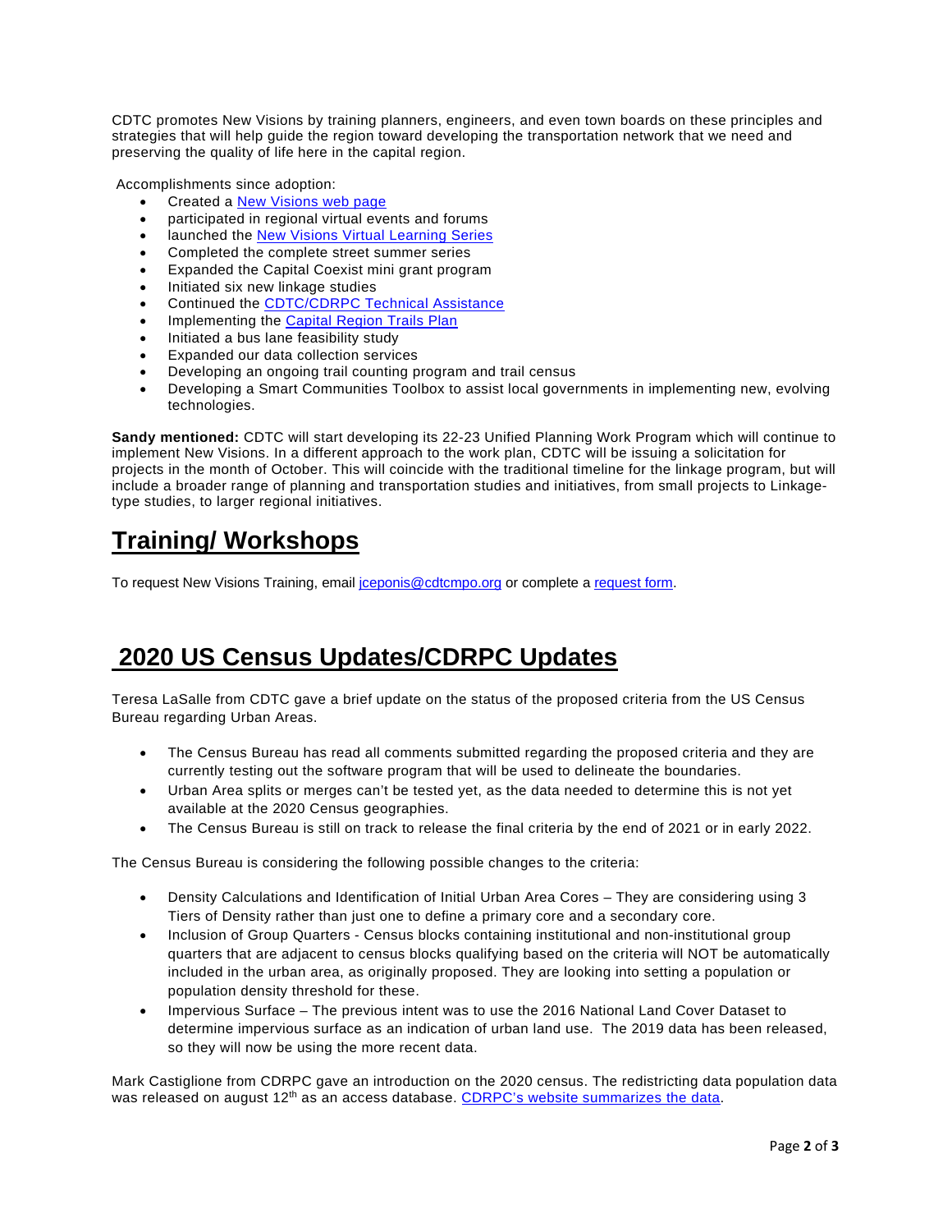CDTC promotes New Visions by training planners, engineers, and even town boards on these principles and strategies that will help guide the region toward developing the transportation network that we need and preserving the quality of life here in the capital region.

Accomplishments since adoption:

- Created a New Visions web page
- participated in regional virtual events and forums
- launched the New Visions Virtual Learning Series
- Completed the complete street summer series
- Expanded the Capital Coexist mini grant program
- Initiated six new linkage studies
- Continued the CDTC/CDRPC Technical Assistance
- Implementing the Capital Region Trails Plan
- Initiated a bus lane feasibility study
- Expanded our data collection services
- Developing an ongoing trail counting program and trail census
- Developing a Smart Communities Toolbox to assist local governments in implementing new, evolving technologies.

**Sandy mentioned:** CDTC will start developing its 22-23 Unified Planning Work Program which will continue to implement New Visions. In a different approach to the work plan, CDTC will be issuing a solicitation for projects in the month of October. This will coincide with the traditional timeline for the linkage program, but will include a broader range of planning and transportation studies and initiatives, from small projects to Linkage-type studies, to larger regional initiatives.

# Training/ Workshops

To request New Visions Training, email jceponis@cdtcmpo.org or complete a request form.

# 2020 US Census Updates/CDRPC Updates

Teresa LaSalle from CDTC gave a brief update on the status of the proposed criteria from the US Census Bureau regarding Urban Areas.

- The Census Bureau has read all comments submitted regarding the proposed criteria and they are currently testing out the software program that will be used to delineate the boundaries.
- Urban Area splits or merges can't be tested yet, as the data needed to determine this is not yet available at the 2020 Census geographies.
- The Census Bureau is still on track to release the final criteria by the end of 2021 or in early 2022.

The Census Bureau is considering the following possible changes to the criteria:

- Density Calculations and Identification of Initial Urban Area Cores – They are considering using 3 Tiers of Density rather than just one to define a primary core and a secondary core.
- Inclusion of Group Quarters - Census blocks containing institutional and non-institutional group quarters that are adjacent to census blocks qualifying based on the criteria will NOT be automatically included in the urban area, as originally proposed. They are looking into setting a population or population density threshold for these.
- Impervious Surface – The previous intent was to use the 2016 National Land Cover Dataset to determine impervious surface as an indication of urban land use. The 2019 data has been released, so they will now be using the more recent data.

Mark Castiglione from CDRPC gave an introduction on the 2020 census. The redistricting data population data was released on august 12th as an access database. CDRPC's website summarizes the data.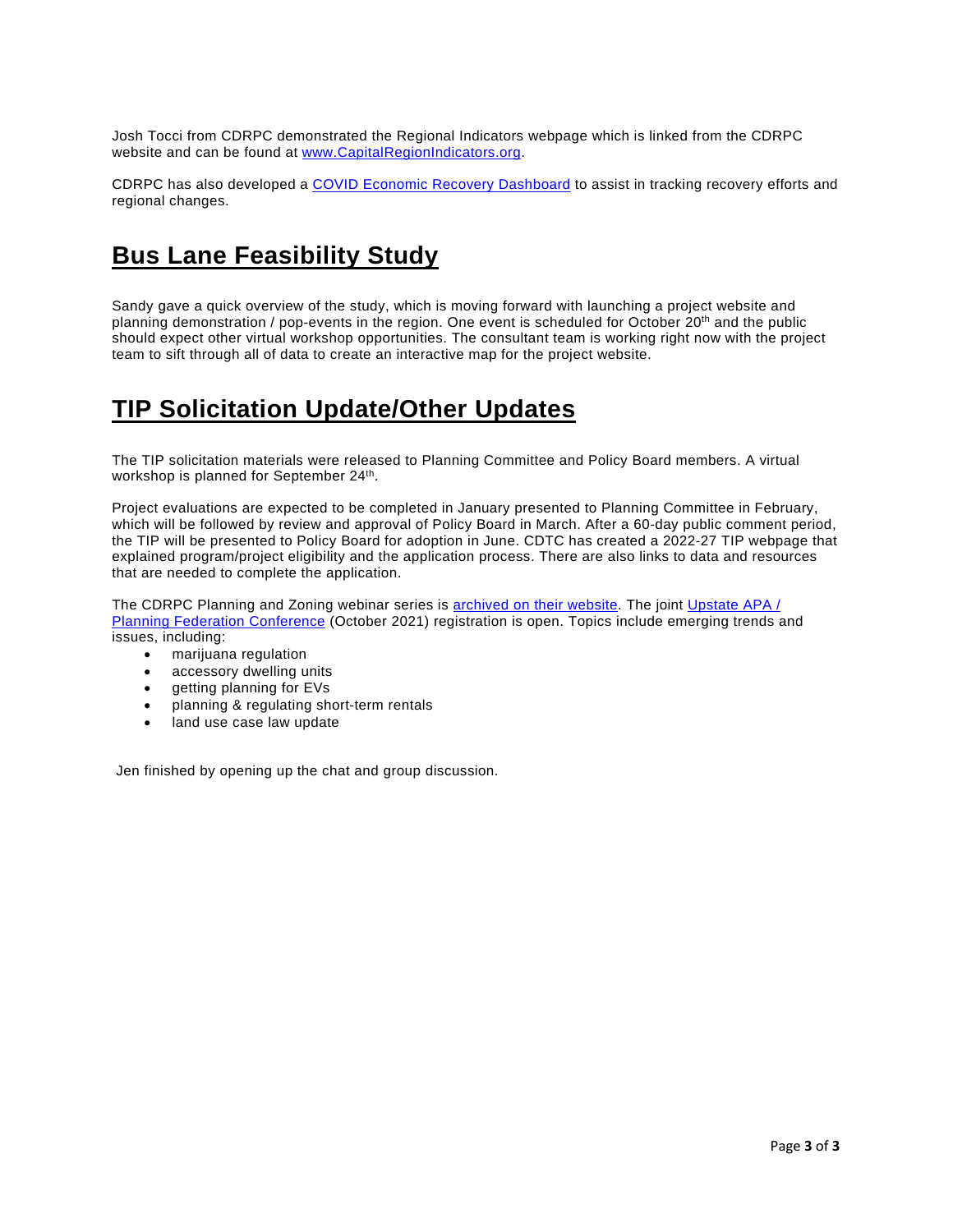Josh Tocci from CDRPC demonstrated the Regional Indicators webpage which is linked from the CDRPC website and can be found at www.CapitalRegionIndicators.org.

CDRPC has also developed a COVID Economic Recovery Dashboard to assist in tracking recovery efforts and regional changes.

## Bus Lane Feasibility Study

Sandy gave a quick overview of the study, which is moving forward with launching a project website and planning demonstration / pop-events in the region. One event is scheduled for October 20th and the public should expect other virtual workshop opportunities. The consultant team is working right now with the project team to sift through all of data to create an interactive map for the project website.

## TIP Solicitation Update/Other Updates

The TIP solicitation materials were released to Planning Committee and Policy Board members. A virtual workshop is planned for September 24th.

Project evaluations are expected to be completed in January presented to Planning Committee in February, which will be followed by review and approval of Policy Board in March. After a 60-day public comment period, the TIP will be presented to Policy Board for adoption in June. CDTC has created a 2022-27 TIP webpage that explained program/project eligibility and the application process. There are also links to data and resources that are needed to complete the application.

The CDRPC Planning and Zoning webinar series is archived on their website. The joint Upstate APA / Planning Federation Conference (October 2021) registration is open. Topics include emerging trends and issues, including:

- marijuana regulation
- accessory dwelling units
- getting planning for EVs
- planning & regulating short-term rentals
- land use case law update

Jen finished by opening up the chat and group discussion.